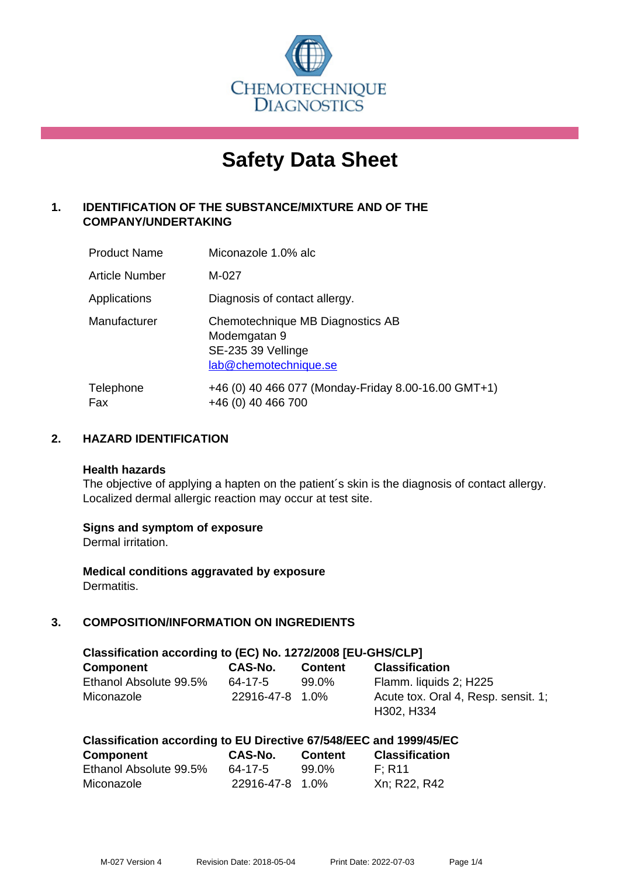CHEMOTECHNIQUE DIAGNOSTICS

# Safety Data Sheet

## 1. IDENTIFICATION OF THE SUBSTANCE/MIXTURE AND OF THE COMPANY/UNDERTAKING

| | |
|---|---|
| Product Name | Miconazole 1.0% alc |
| Article Number | M-027 |
| Applications | Diagnosis of contact allergy. |
| Manufacturer | Chemotechnique MB Diagnostics AB<br>Modemgatan 9<br>SE-235 39 Vellinge<br>lab@chemotechnique.se |
| Telephone<br>Fax | +46 (0) 40 466 077 (Monday-Friday 8.00-16.00 GMT+1)<br>+46 (0) 40 466 700 |

## 2. HAZARD IDENTIFICATION

**Health hazards**

The objective of applying a hapten on the patient´s skin is the diagnosis of contact allergy. Localized dermal allergic reaction may occur at test site.

**Signs and symptom of exposure**

Dermal irritation.

**Medical conditions aggravated by exposure**

Dermatitis.

## 3. COMPOSITION/INFORMATION ON INGREDIENTS

**Classification according to (EC) No. 1272/2008 [EU-GHS/CLP]**

| Component | CAS-No. | Content | Classification |
|---|---|---|---|
| Ethanol Absolute 99.5% | 64-17-5 | 99.0% | Flamm. liquids 2; H225 |
| Miconazole | 22916-47-8 | 1.0% | Acute tox. Oral 4, Resp. sensit. 1; H302, H334 |

**Classification according to EU Directive 67/548/EEC and 1999/45/EC**

| Component | CAS-No. | Content | Classification |
|---|---|---|---|
| Ethanol Absolute 99.5% | 64-17-5 | 99.0% | F; R11 |
| Miconazole | 22916-47-8 | 1.0% | Xn; R22, R42 |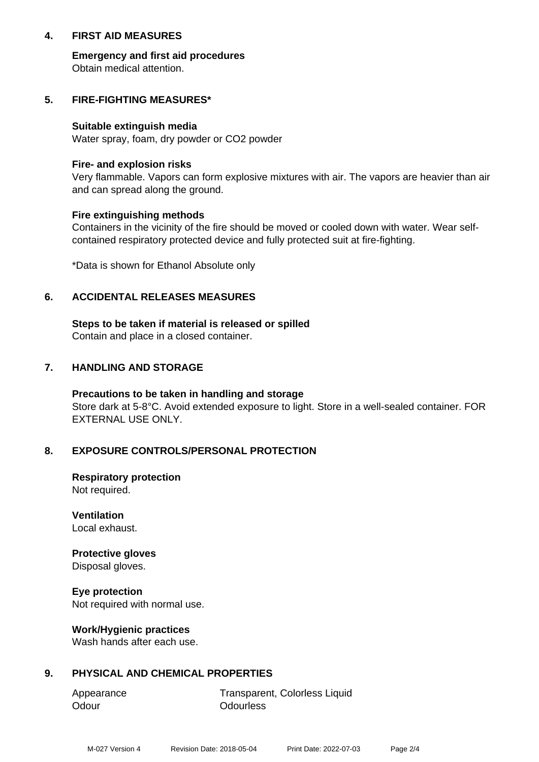## 4. FIRST AID MEASURES

**Emergency and first aid procedures**
Obtain medical attention.

## 5. FIRE-FIGHTING MEASURES*

**Suitable extinguish media**
Water spray, foam, dry powder or CO2 powder

**Fire- and explosion risks**
Very flammable. Vapors can form explosive mixtures with air. The vapors are heavier than air and can spread along the ground.

**Fire extinguishing methods**
Containers in the vicinity of the fire should be moved or cooled down with water. Wear self-contained respiratory protected device and fully protected suit at fire-fighting.

*Data is shown for Ethanol Absolute only

## 6. ACCIDENTAL RELEASES MEASURES

**Steps to be taken if material is released or spilled**
Contain and place in a closed container.

## 7. HANDLING AND STORAGE

**Precautions to be taken in handling and storage**
Store dark at 5-8°C. Avoid extended exposure to light. Store in a well-sealed container. FOR EXTERNAL USE ONLY.

## 8. EXPOSURE CONTROLS/PERSONAL PROTECTION

**Respiratory protection**
Not required.

**Ventilation**
Local exhaust.

**Protective gloves**
Disposal gloves.

**Eye protection**
Not required with normal use.

**Work/Hygienic practices**
Wash hands after each use.

## 9. PHYSICAL AND CHEMICAL PROPERTIES

| | |
|---|---|
| Appearance | Transparent, Colorless Liquid |
| Odour | Odourless |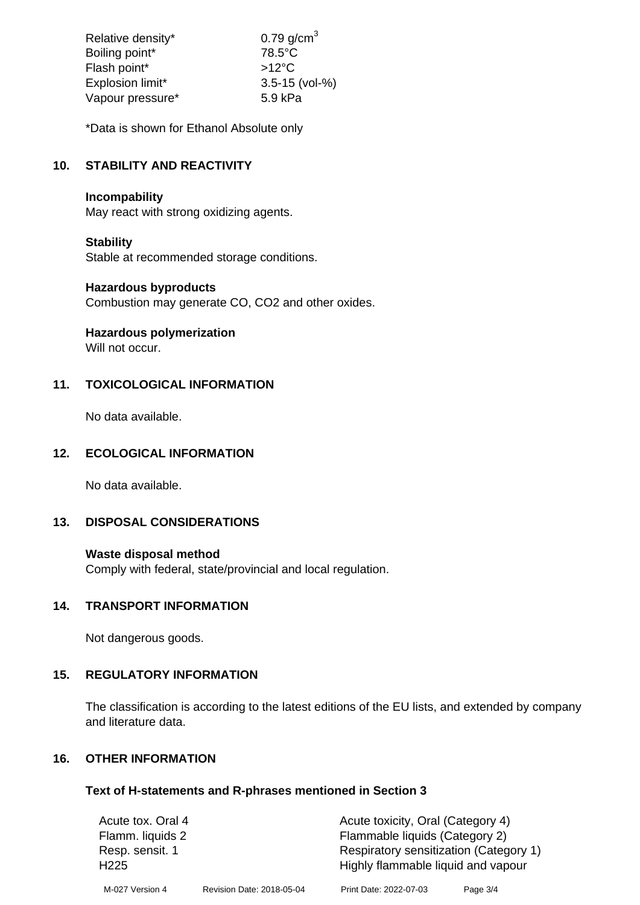| | |
|---|---|
| Relative density* | 0.79 g/cm$^3$ |
| Boiling point* | 78.5°C |
| Flash point* | >12°C |
| Explosion limit* | 3.5-15 (vol-%) |
| Vapour pressure* | 5.9 kPa |

*Data is shown for Ethanol Absolute only

## 10. STABILITY AND REACTIVITY

**Incompability**
May react with strong oxidizing agents.

**Stability**
Stable at recommended storage conditions.

**Hazardous byproducts**
Combustion may generate CO, CO2 and other oxides.

**Hazardous polymerization**
Will not occur.

## 11. TOXICOLOGICAL INFORMATION

No data available.

## 12. ECOLOGICAL INFORMATION

No data available.

## 13. DISPOSAL CONSIDERATIONS

**Waste disposal method**
Comply with federal, state/provincial and local regulation.

## 14. TRANSPORT INFORMATION

Not dangerous goods.

## 15. REGULATORY INFORMATION

The classification is according to the latest editions of the EU lists, and extended by company and literature data.

## 16. OTHER INFORMATION

### Text of H-statements and R-phrases mentioned in Section 3

| | |
|---|---|
| Acute tox. Oral 4 | Acute toxicity, Oral (Category 4) |
| Flamm. liquids 2 | Flammable liquids (Category 2) |
| Resp. sensit. 1 | Respiratory sensitization (Category 1) |
| H225 | Highly flammable liquid and vapour |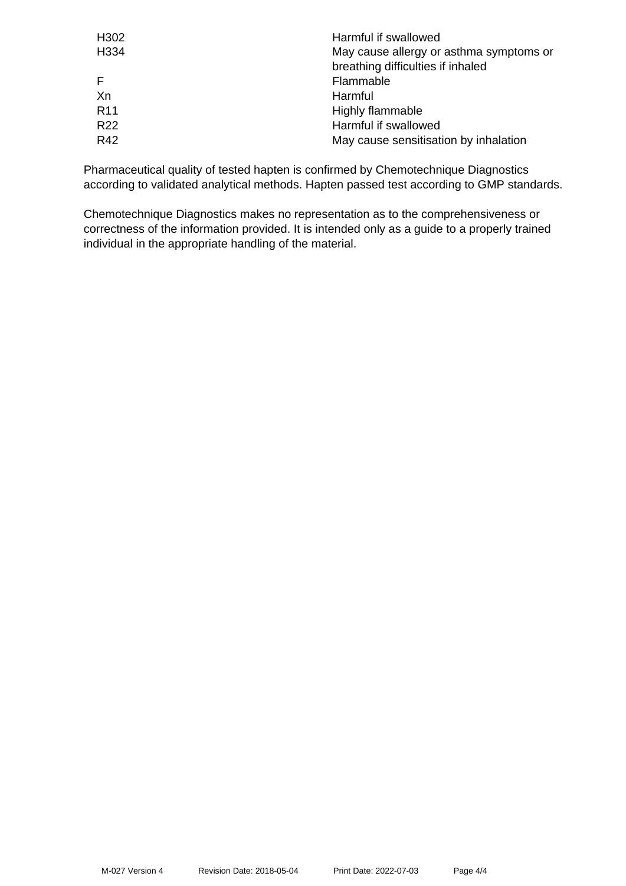| | |
|---|---|
| H302 | Harmful if swallowed |
| H334 | May cause allergy or asthma symptoms or breathing difficulties if inhaled |
| F | Flammable |
| Xn | Harmful |
| R11 | Highly flammable |
| R22 | Harmful if swallowed |
| R42 | May cause sensitisation by inhalation |

Pharmaceutical quality of tested hapten is confirmed by Chemotechnique Diagnostics according to validated analytical methods. Hapten passed test according to GMP standards.

Chemotechnique Diagnostics makes no representation as to the comprehensiveness or correctness of the information provided. It is intended only as a guide to a properly trained individual in the appropriate handling of the material.